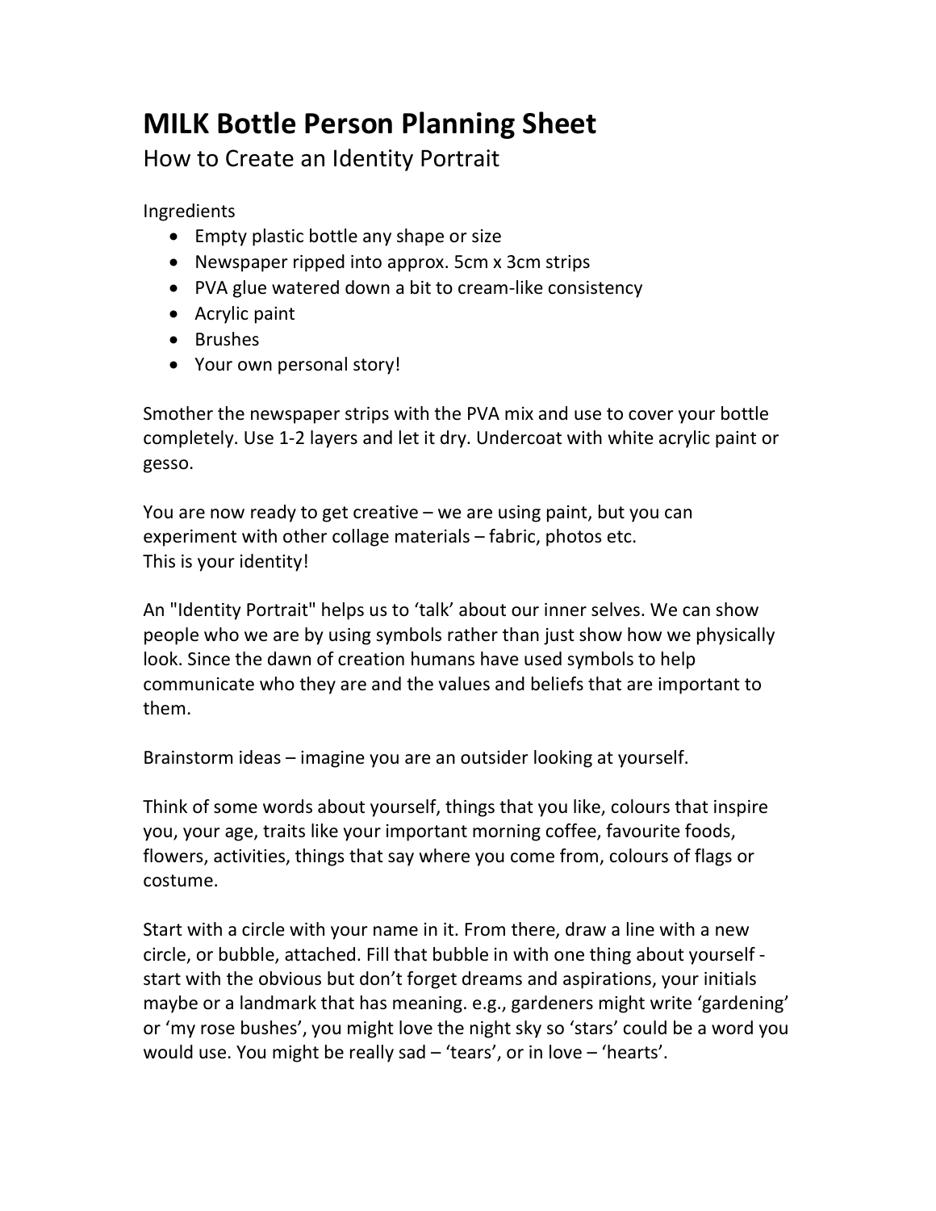# MILK Bottle Person Planning Sheet

## How to Create an Identity Portrait

Ingredients

- Empty plastic bottle any shape or size
- Newspaper ripped into approx. 5cm x 3cm strips
- PVA glue watered down a bit to cream-like consistency
- Acrylic paint
- Brushes
- Your own personal story!

Smother the newspaper strips with the PVA mix and use to cover your bottle completely. Use 1-2 layers and let it dry. Undercoat with white acrylic paint or gesso.

You are now ready to get creative – we are using paint, but you can experiment with other collage materials – fabric, photos etc.
This is your identity!

An "Identity Portrait" helps us to 'talk' about our inner selves. We can show people who we are by using symbols rather than just show how we physically look. Since the dawn of creation humans have used symbols to help communicate who they are and the values and beliefs that are important to them.

Brainstorm ideas – imagine you are an outsider looking at yourself.

Think of some words about yourself, things that you like, colours that inspire you, your age, traits like your important morning coffee, favourite foods, flowers, activities, things that say where you come from, colours of flags or costume.

Start with a circle with your name in it. From there, draw a line with a new circle, or bubble, attached. Fill that bubble in with one thing about yourself - start with the obvious but don't forget dreams and aspirations, your initials maybe or a landmark that has meaning. e.g., gardeners might write 'gardening' or 'my rose bushes', you might love the night sky so 'stars' could be a word you would use. You might be really sad – 'tears', or in love – 'hearts'.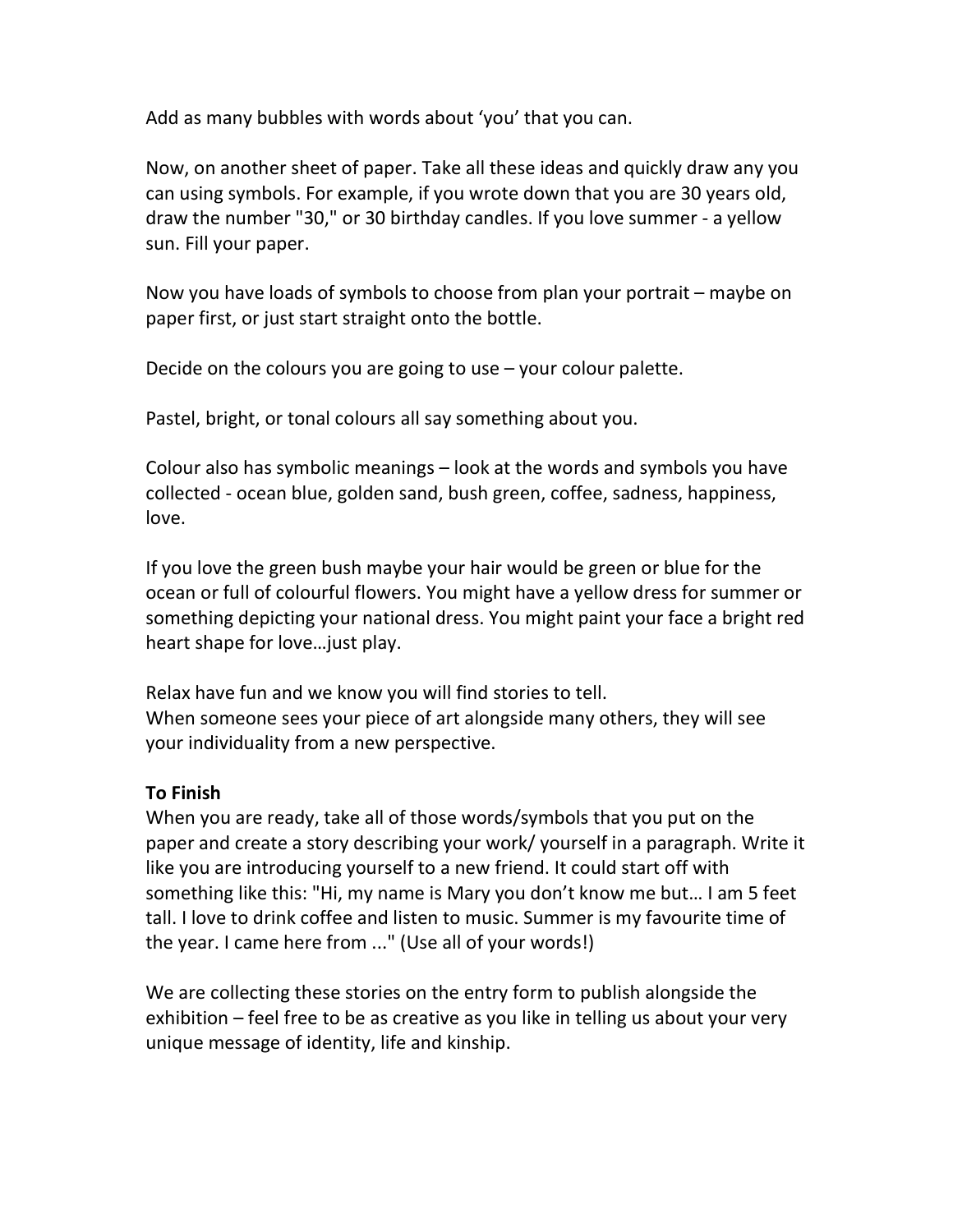Add as many bubbles with words about 'you' that you can.

Now, on another sheet of paper. Take all these ideas and quickly draw any you can using symbols. For example, if you wrote down that you are 30 years old, draw the number "30," or 30 birthday candles. If you love summer - a yellow sun. Fill your paper.

Now you have loads of symbols to choose from plan your portrait – maybe on paper first, or just start straight onto the bottle.

Decide on the colours you are going to use – your colour palette.

Pastel, bright, or tonal colours all say something about you.

Colour also has symbolic meanings – look at the words and symbols you have collected - ocean blue, golden sand, bush green, coffee, sadness, happiness, love.

If you love the green bush maybe your hair would be green or blue for the ocean or full of colourful flowers. You might have a yellow dress for summer or something depicting your national dress. You might paint your face a bright red heart shape for love…just play.

Relax have fun and we know you will find stories to tell.
When someone sees your piece of art alongside many others, they will see your individuality from a new perspective.

**To Finish**
When you are ready, take all of those words/symbols that you put on the paper and create a story describing your work/ yourself in a paragraph. Write it like you are introducing yourself to a new friend. It could start off with something like this: "Hi, my name is Mary you don't know me but… I am 5 feet tall. I love to drink coffee and listen to music. Summer is my favourite time of the year. I came here from ..." (Use all of your words!)

We are collecting these stories on the entry form to publish alongside the exhibition – feel free to be as creative as you like in telling us about your very unique message of identity, life and kinship.